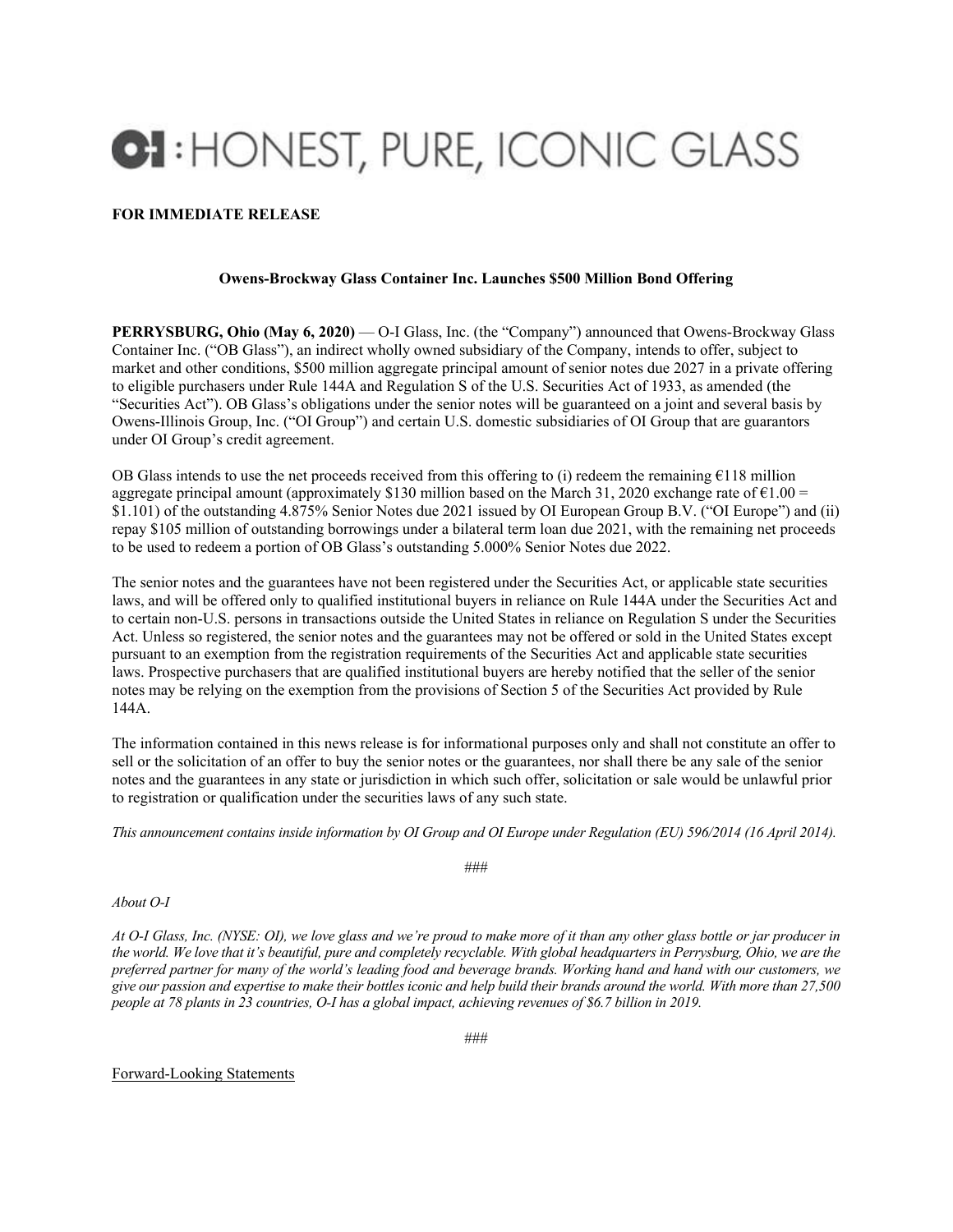O-I : HONEST, PURE, ICONIC GLASS

**FOR IMMEDIATE RELEASE**

**Owens-Brockway Glass Container Inc. Launches $500 Million Bond Offering**

**PERRYSBURG, Ohio (May 6, 2020)** — O-I Glass, Inc. (the "Company") announced that Owens-Brockway Glass Container Inc. ("OB Glass"), an indirect wholly owned subsidiary of the Company, intends to offer, subject to market and other conditions, $500 million aggregate principal amount of senior notes due 2027 in a private offering to eligible purchasers under Rule 144A and Regulation S of the U.S. Securities Act of 1933, as amended (the "Securities Act"). OB Glass's obligations under the senior notes will be guaranteed on a joint and several basis by Owens-Illinois Group, Inc. ("OI Group") and certain U.S. domestic subsidiaries of OI Group that are guarantors under OI Group's credit agreement.

OB Glass intends to use the net proceeds received from this offering to (i) redeem the remaining €118 million aggregate principal amount (approximately $130 million based on the March 31, 2020 exchange rate of €1.00 = $1.101) of the outstanding 4.875% Senior Notes due 2021 issued by OI European Group B.V. ("OI Europe") and (ii) repay $105 million of outstanding borrowings under a bilateral term loan due 2021, with the remaining net proceeds to be used to redeem a portion of OB Glass's outstanding 5.000% Senior Notes due 2022.

The senior notes and the guarantees have not been registered under the Securities Act, or applicable state securities laws, and will be offered only to qualified institutional buyers in reliance on Rule 144A under the Securities Act and to certain non-U.S. persons in transactions outside the United States in reliance on Regulation S under the Securities Act. Unless so registered, the senior notes and the guarantees may not be offered or sold in the United States except pursuant to an exemption from the registration requirements of the Securities Act and applicable state securities laws. Prospective purchasers that are qualified institutional buyers are hereby notified that the seller of the senior notes may be relying on the exemption from the provisions of Section 5 of the Securities Act provided by Rule 144A.

The information contained in this news release is for informational purposes only and shall not constitute an offer to sell or the solicitation of an offer to buy the senior notes or the guarantees, nor shall there be any sale of the senior notes and the guarantees in any state or jurisdiction in which such offer, solicitation or sale would be unlawful prior to registration or qualification under the securities laws of any such state.

*This announcement contains inside information by OI Group and OI Europe under Regulation (EU) 596/2014 (16 April 2014).*

###

*About O-I*

*At O-I Glass, Inc. (NYSE: OI), we love glass and we're proud to make more of it than any other glass bottle or jar producer in the world. We love that it's beautiful, pure and completely recyclable. With global headquarters in Perrysburg, Ohio, we are the preferred partner for many of the world's leading food and beverage brands. Working hand and hand with our customers, we give our passion and expertise to make their bottles iconic and help build their brands around the world. With more than 27,500 people at 78 plants in 23 countries, O-I has a global impact, achieving revenues of $6.7 billion in 2019.*

###

Forward-Looking Statements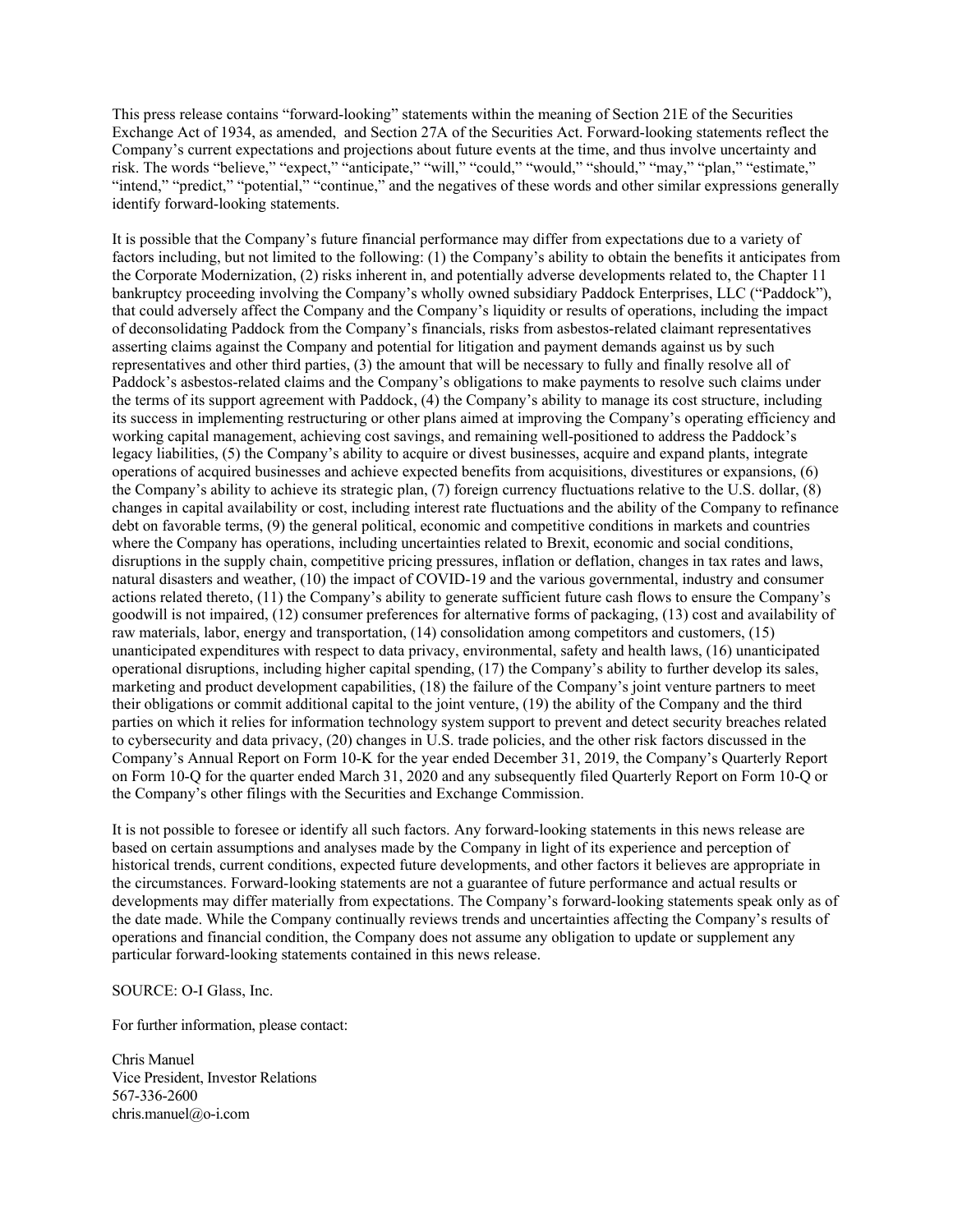This press release contains "forward-looking" statements within the meaning of Section 21E of the Securities Exchange Act of 1934, as amended, and Section 27A of the Securities Act. Forward-looking statements reflect the Company's current expectations and projections about future events at the time, and thus involve uncertainty and risk. The words "believe," "expect," "anticipate," "will," "could," "would," "should," "may," "plan," "estimate," "intend," "predict," "potential," "continue," and the negatives of these words and other similar expressions generally identify forward-looking statements.

It is possible that the Company's future financial performance may differ from expectations due to a variety of factors including, but not limited to the following: (1) the Company's ability to obtain the benefits it anticipates from the Corporate Modernization, (2) risks inherent in, and potentially adverse developments related to, the Chapter 11 bankruptcy proceeding involving the Company's wholly owned subsidiary Paddock Enterprises, LLC ("Paddock"), that could adversely affect the Company and the Company's liquidity or results of operations, including the impact of deconsolidating Paddock from the Company's financials, risks from asbestos-related claimant representatives asserting claims against the Company and potential for litigation and payment demands against us by such representatives and other third parties, (3) the amount that will be necessary to fully and finally resolve all of Paddock's asbestos-related claims and the Company's obligations to make payments to resolve such claims under the terms of its support agreement with Paddock, (4) the Company's ability to manage its cost structure, including its success in implementing restructuring or other plans aimed at improving the Company's operating efficiency and working capital management, achieving cost savings, and remaining well-positioned to address the Paddock's legacy liabilities, (5) the Company's ability to acquire or divest businesses, acquire and expand plants, integrate operations of acquired businesses and achieve expected benefits from acquisitions, divestitures or expansions, (6) the Company's ability to achieve its strategic plan, (7) foreign currency fluctuations relative to the U.S. dollar, (8) changes in capital availability or cost, including interest rate fluctuations and the ability of the Company to refinance debt on favorable terms, (9) the general political, economic and competitive conditions in markets and countries where the Company has operations, including uncertainties related to Brexit, economic and social conditions, disruptions in the supply chain, competitive pricing pressures, inflation or deflation, changes in tax rates and laws, natural disasters and weather, (10) the impact of COVID-19 and the various governmental, industry and consumer actions related thereto, (11) the Company's ability to generate sufficient future cash flows to ensure the Company's goodwill is not impaired, (12) consumer preferences for alternative forms of packaging, (13) cost and availability of raw materials, labor, energy and transportation, (14) consolidation among competitors and customers, (15) unanticipated expenditures with respect to data privacy, environmental, safety and health laws, (16) unanticipated operational disruptions, including higher capital spending, (17) the Company's ability to further develop its sales, marketing and product development capabilities, (18) the failure of the Company's joint venture partners to meet their obligations or commit additional capital to the joint venture, (19) the ability of the Company and the third parties on which it relies for information technology system support to prevent and detect security breaches related to cybersecurity and data privacy, (20) changes in U.S. trade policies, and the other risk factors discussed in the Company's Annual Report on Form 10-K for the year ended December 31, 2019, the Company's Quarterly Report on Form 10-Q for the quarter ended March 31, 2020 and any subsequently filed Quarterly Report on Form 10-Q or the Company's other filings with the Securities and Exchange Commission.

It is not possible to foresee or identify all such factors. Any forward-looking statements in this news release are based on certain assumptions and analyses made by the Company in light of its experience and perception of historical trends, current conditions, expected future developments, and other factors it believes are appropriate in the circumstances. Forward-looking statements are not a guarantee of future performance and actual results or developments may differ materially from expectations. The Company's forward-looking statements speak only as of the date made. While the Company continually reviews trends and uncertainties affecting the Company's results of operations and financial condition, the Company does not assume any obligation to update or supplement any particular forward-looking statements contained in this news release.

SOURCE: O-I Glass, Inc.

For further information, please contact:

Chris Manuel
Vice President, Investor Relations
567-336-2600
chris.manuel@o-i.com